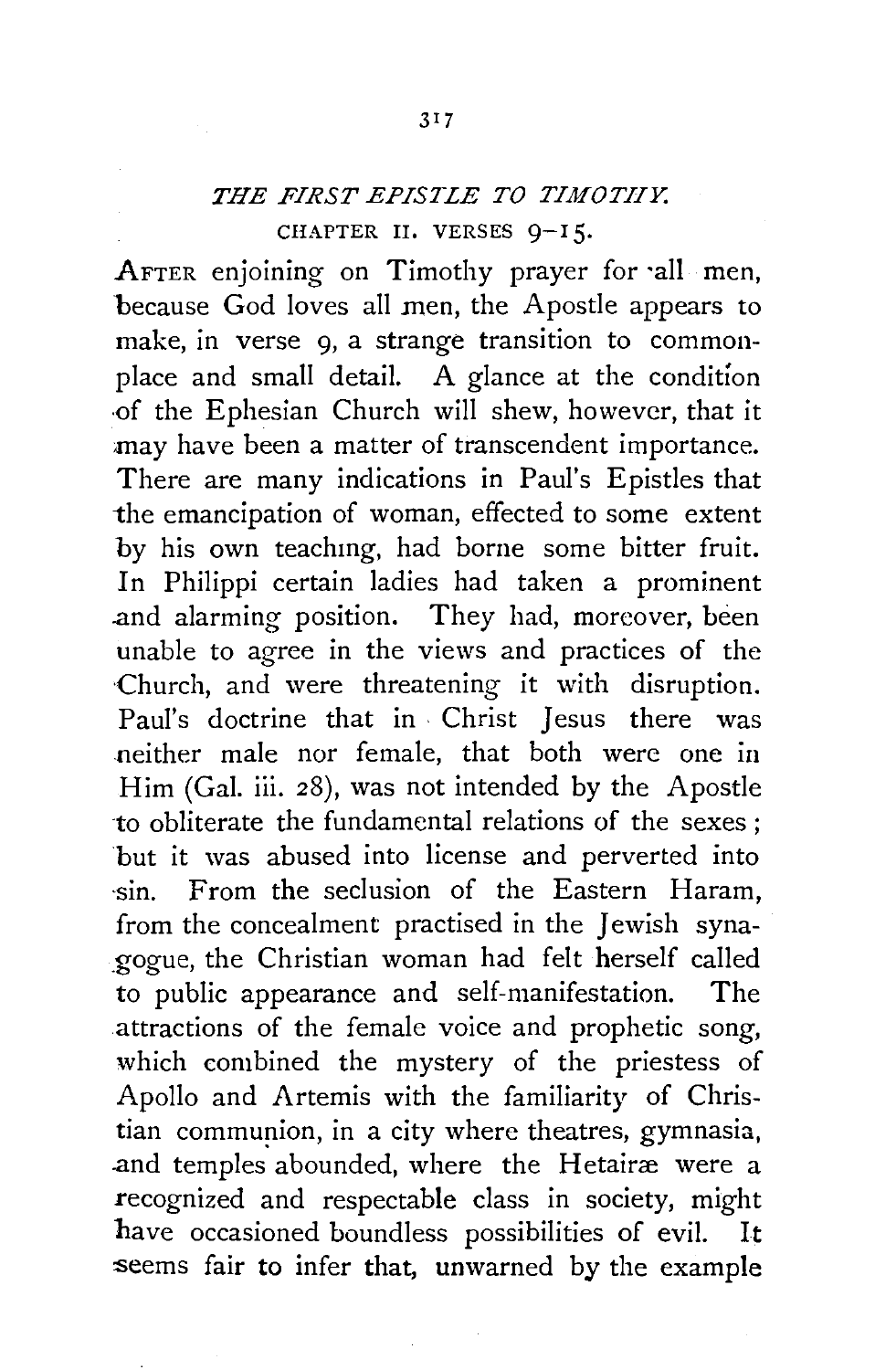## *THE FIRST EPISTLE TO TIMOTHY.*

### CHAPTER II. VERSES 9–15.

AFTER enjoining on Timothy prayer for all men, because God loves all men, the Apostle appears to make, in verse 9, a strange transition to commonplace and small detail. A glance at the condition of the Ephesian Church will shew, however, that it may have been a matter of transcendent importance. There are many indications in Paul's Epistles that the emancipation of woman, effected to some extent by his own teaching, had borne some bitter fruit. In Philippi certain ladies had taken a prominent and alarming position. They had, moreover, been unable to agree in the views and practices of the Church, and were threatening it with disruption. Paul's doctrine that in Christ Jesus there was neither male nor female, that both were one in Him (Gal. iii. 28), was not intended by the Apostle to obliterate the fundamental relations of the sexes; but it was abused into license and perverted into sin. From the seclusion of the Eastern Haram, from the concealment practised in the Jewish synagogue, the Christian woman had felt herself called to public appearance and self-manifestation. The attractions of the female voice and prophetic song, which combined the mystery of the priestess of Apollo and Artemis with the familiarity of Christian communion, in a city where theatres, gymnasia, and temples abounded, where the Hetairæ were a recognized and respectable class in society, might have occasioned boundless possibilities of evil. It seems fair to infer that, unwarned by the example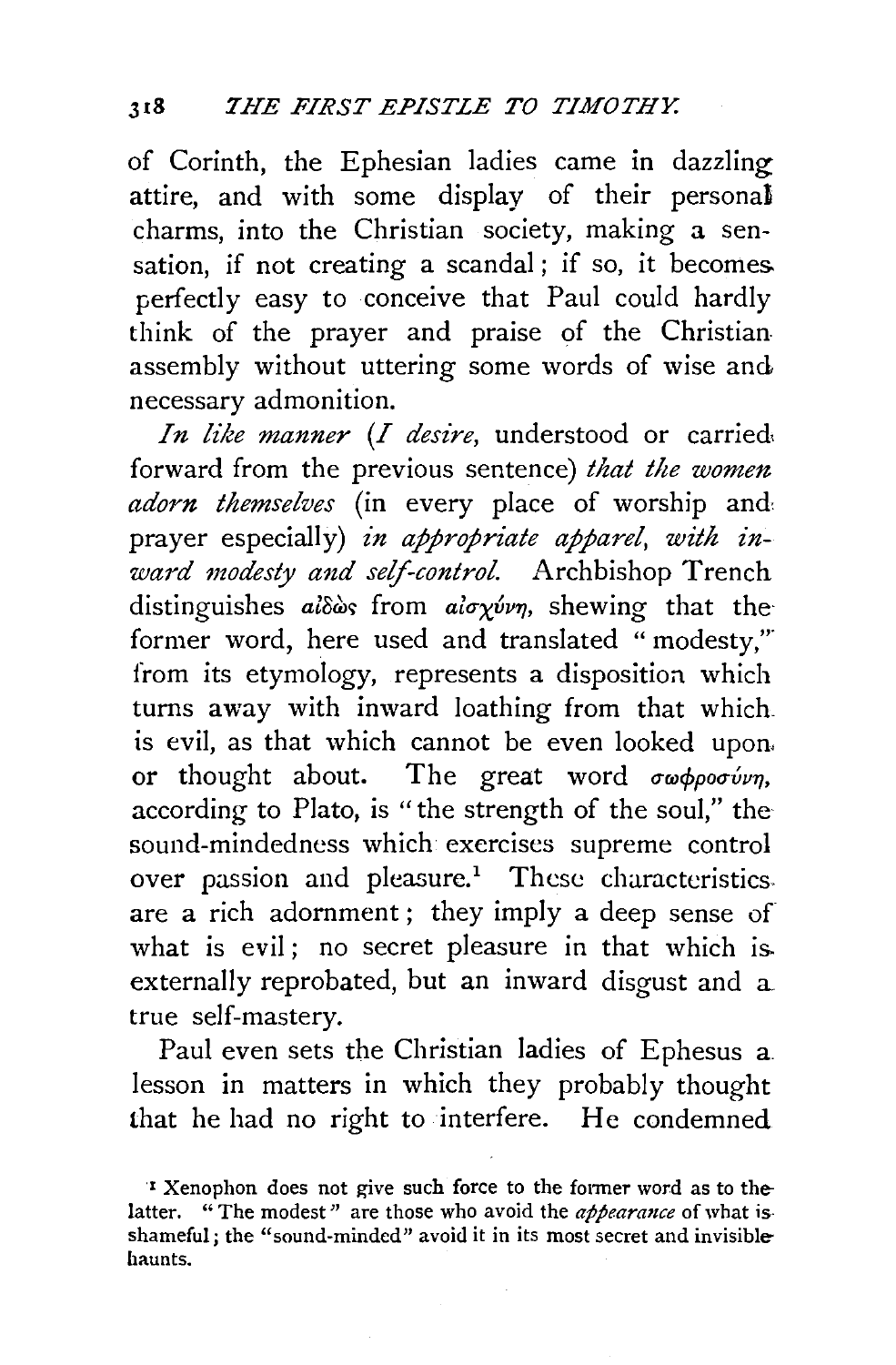of Corinth, the Ephesian ladies came in dazzling attire, and with some display of their personal charms, into the Christian society, making a sensation, if not creating a scandal; if so, it becomes perfectly easy to conceive that Paul could hardly think of the prayer and praise of the Christian assembly without uttering some words of wise and necessary admonition.

*In like manner* (*I desire,* understood or carried forward from the previous sentence) *that the women adorn themselves* (in every place of worship and prayer especially) *in appropriate apparel, with inward modesty and self-control.* Archbishop Trench distinguishes αἰδὼς from αἰσχύνη, shewing that the former word, here used and translated "modesty," from its etymology, represents a disposition which turns away with inward loathing from that which is evil, as that which cannot be even looked upon or thought about. The great word σωφροσύνη, according to Plato, is "the strength of the soul," the sound-mindedness which exercises supreme control over passion and pleasure.[1] These characteristics are a rich adornment; they imply a deep sense of what is evil; no secret pleasure in that which is externally reprobated, but an inward disgust and a true self-mastery.

Paul even sets the Christian ladies of Ephesus a lesson in matters in which they probably thought that he had no right to interfere. He condemned

[1] Xenophon does not give such force to the former word as to the latter. "The modest" are those who avoid the *appearance* of what is shameful; the "sound-minded" avoid it in its most secret and invisible haunts.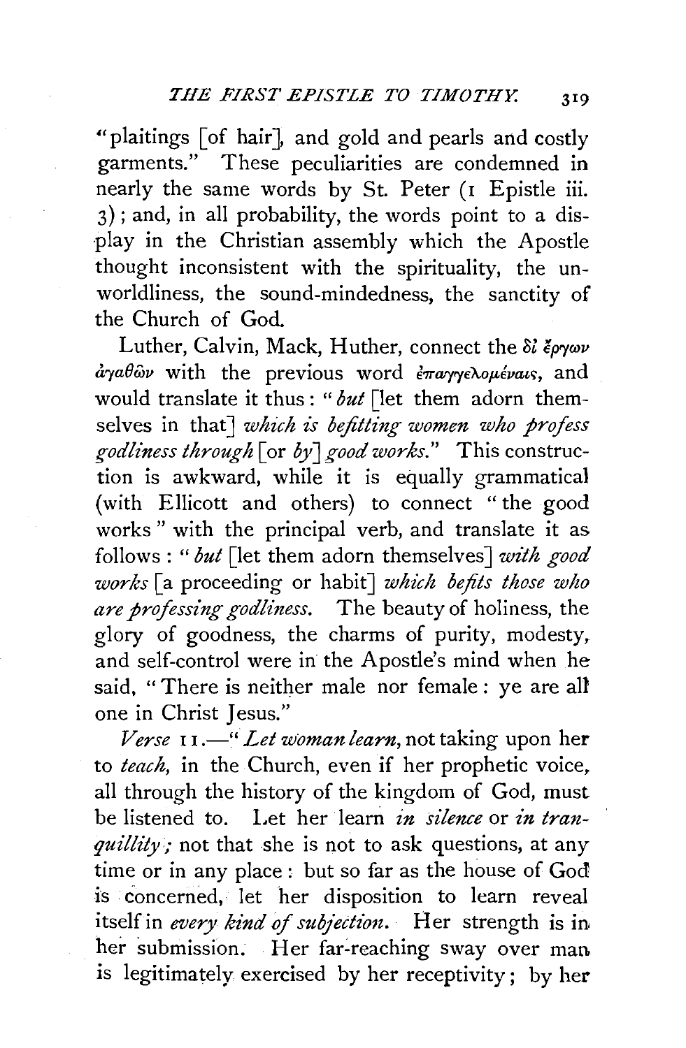"plaitings [of hair], and gold and pearls and costly garments." These peculiarities are condemned in nearly the same words by St. Peter (1 Epistle iii. 3); and, in all probability, the words point to a display in the Christian assembly which the Apostle thought inconsistent with the spirituality, the unworldliness, the sound-mindedness, the sanctity of the Church of God.

Luther, Calvin, Mack, Huther, connect the δι' ἔργων ἀγαθῶν with the previous word ἐπαγγελομέναις, and would translate it thus: "*but* [let them adorn themselves in that] *which is befitting women who profess godliness through* [or *by*] *good works.*" This construction is awkward, while it is equally grammatical (with Ellicott and others) to connect "the good works" with the principal verb, and translate it as follows: "*but* [let them adorn themselves] *with good works* [a proceeding or habit] *which befits those who are professing godliness.* The beauty of holiness, the glory of goodness, the charms of purity, modesty, and self-control were in the Apostle's mind when he said, "There is neither male nor female: ye are all one in Christ Jesus."

*Verse* 11.—"*Let woman learn,* not taking upon her to *teach,* in the Church, even if her prophetic voice, all through the history of the kingdom of God, must be listened to. Let her learn *in silence* or *in tranquillity;* not that she is not to ask questions, at any time or in any place: but so far as the house of God is concerned, let her disposition to learn reveal itself in *every kind of subjection.* Her strength is in her submission. Her far-reaching sway over man is legitimately exercised by her receptivity; by her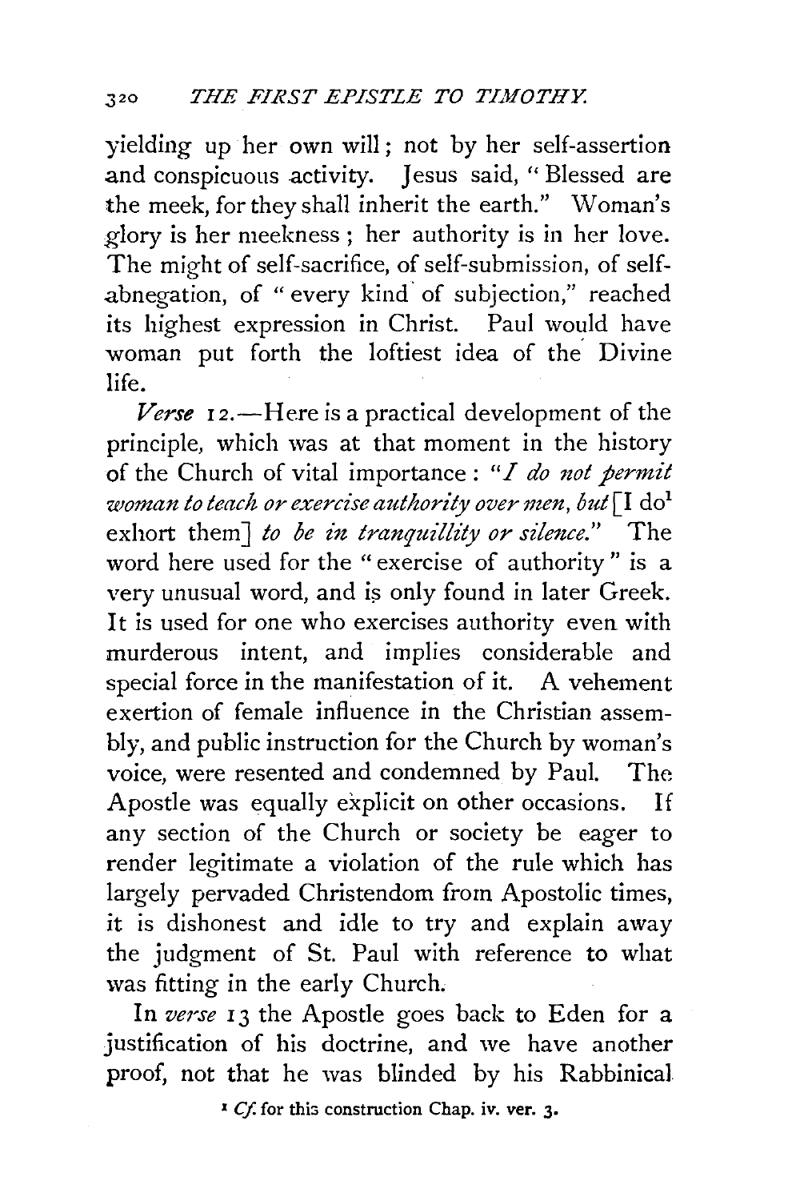yielding up her own will; not by her self-assertion and conspicuous activity. Jesus said, "Blessed are the meek, for they shall inherit the earth." Woman's glory is her meekness; her authority is in her love. The might of self-sacrifice, of self-submission, of self-abnegation, of "every kind of subjection," reached its highest expression in Christ. Paul would have woman put forth the loftiest idea of the Divine life.

*Verse* 12.—Here is a practical development of the principle, which was at that moment in the history of the Church of vital importance: "*I do not permit woman to teach or exercise authority over men, but* [I do[1] exhort them] *to be in tranquillity or silence.*" The word here used for the "exercise of authority" is a very unusual word, and is only found in later Greek. It is used for one who exercises authority even with murderous intent, and implies considerable and special force in the manifestation of it. A vehement exertion of female influence in the Christian assembly, and public instruction for the Church by woman's voice, were resented and condemned by Paul. The Apostle was equally explicit on other occasions. If any section of the Church or society be eager to render legitimate a violation of the rule which has largely pervaded Christendom from Apostolic times, it is dishonest and idle to try and explain away the judgment of St. Paul with reference to what was fitting in the early Church.

In *verse* 13 the Apostle goes back to Eden for a justification of his doctrine, and we have another proof, not that he was blinded by his Rabbinical

[1] *Cf.* for this construction Chap. iv. ver. 3.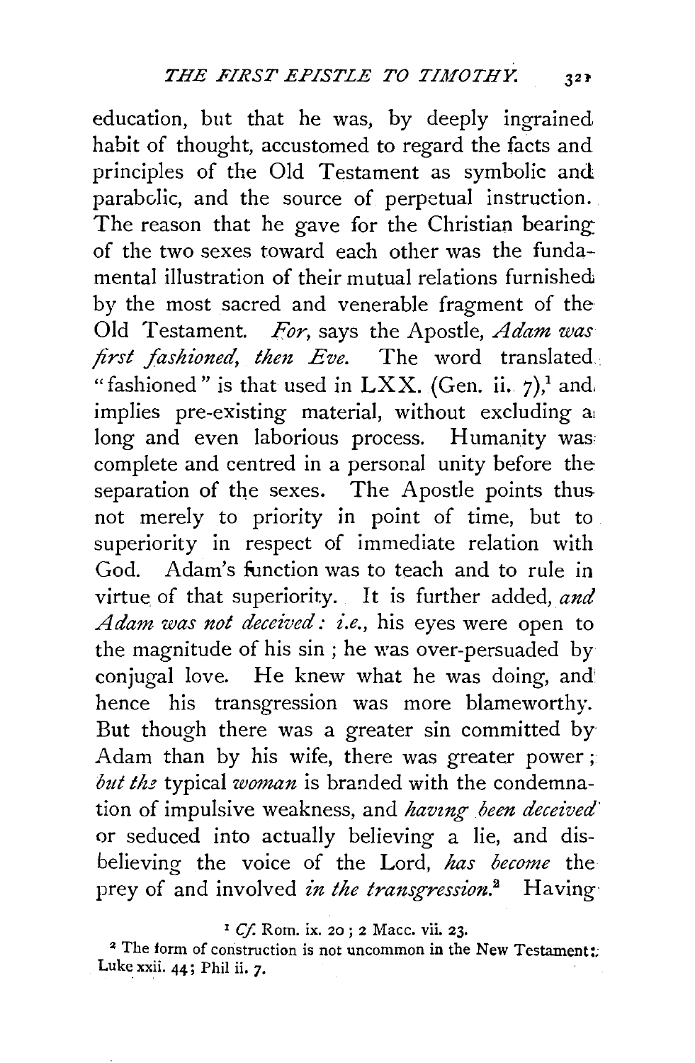education, but that he was, by deeply ingrained habit of thought, accustomed to regard the facts and principles of the Old Testament as symbolic and parabolic, and the source of perpetual instruction. The reason that he gave for the Christian bearing of the two sexes toward each other was the fundamental illustration of their mutual relations furnished by the most sacred and venerable fragment of the Old Testament. *For*, says the Apostle, *Adam was first fashioned, then Eve.* The word translated "fashioned" is that used in LXX. (Gen. ii. 7),[1] and implies pre-existing material, without excluding a long and even laborious process. Humanity was complete and centred in a personal unity before the separation of the sexes. The Apostle points thus not merely to priority in point of time, but to superiority in respect of immediate relation with God. Adam's function was to teach and to rule in virtue of that superiority. It is further added, *and Adam was not deceived: i.e.*, his eyes were open to the magnitude of his sin; he was over-persuaded by conjugal love. He knew what he was doing, and hence his transgression was more blameworthy. But though there was a greater sin committed by Adam than by his wife, there was greater power; *but the* typical *woman* is branded with the condemnation of impulsive weakness, and *having been deceived* or seduced into actually believing a lie, and disbelieving the voice of the Lord, *has become* the prey of and involved *in the transgression.*[2] Having

[1] *Cf.* Rom. ix. 20; 2 Macc. vii. 23.

[2] The form of construction is not uncommon in the New Testament: Luke xxii. 44; Phil ii. 7.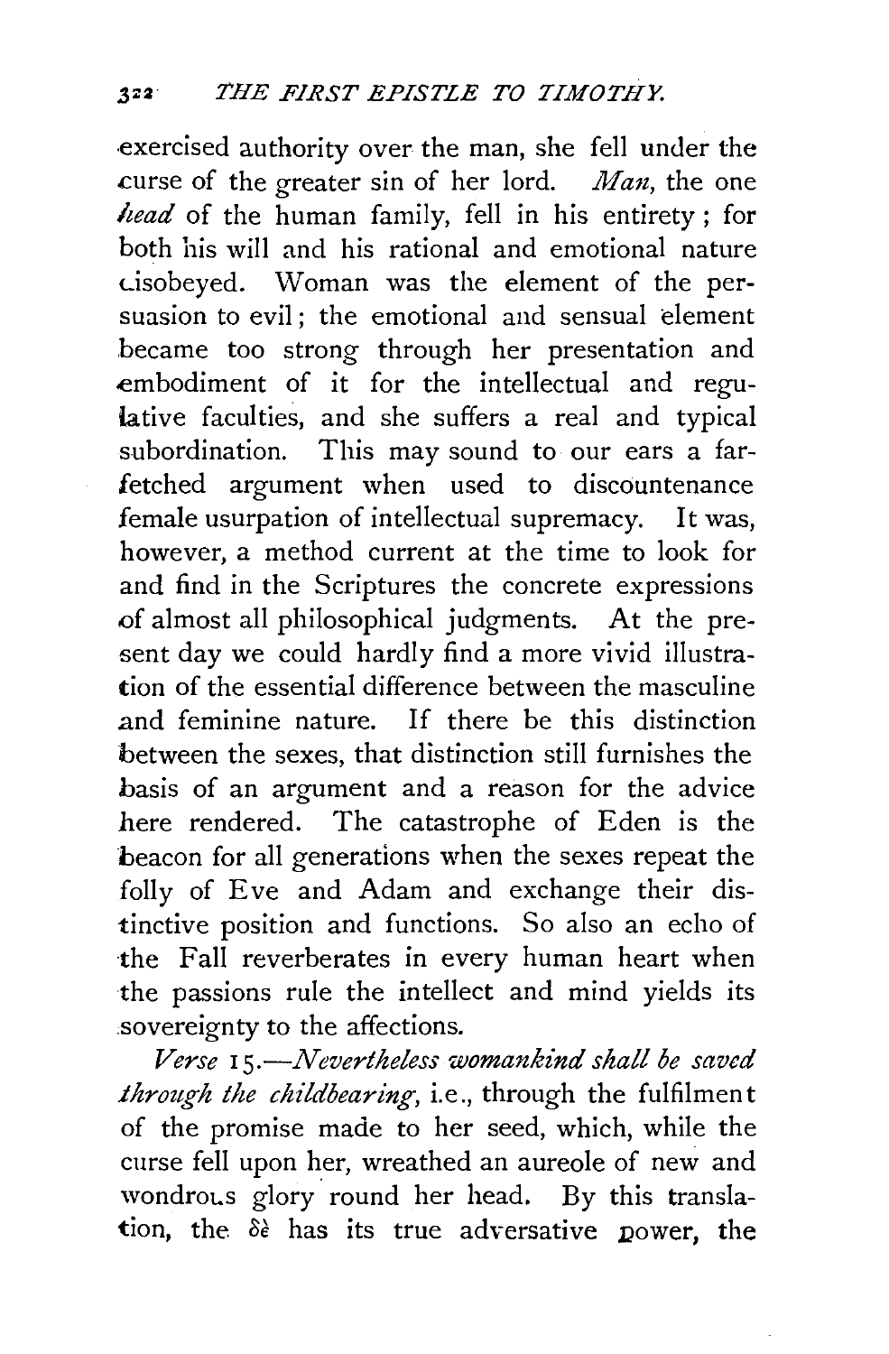exercised authority over the man, she fell under the curse of the greater sin of her lord. *Man*, the one *head* of the human family, fell in his entirety; for both his will and his rational and emotional nature disobeyed. Woman was the element of the persuasion to evil; the emotional and sensual element became too strong through her presentation and embodiment of it for the intellectual and regulative faculties, and she suffers a real and typical subordination. This may sound to our ears a far-fetched argument when used to discountenance female usurpation of intellectual supremacy. It was, however, a method current at the time to look for and find in the Scriptures the concrete expressions of almost all philosophical judgments. At the present day we could hardly find a more vivid illustration of the essential difference between the masculine and feminine nature. If there be this distinction between the sexes, that distinction still furnishes the basis of an argument and a reason for the advice here rendered. The catastrophe of Eden is the beacon for all generations when the sexes repeat the folly of Eve and Adam and exchange their distinctive position and functions. So also an echo of the Fall reverberates in every human heart when the passions rule the intellect and mind yields its sovereignty to the affections.

*Verse 15.—Nevertheless womankind shall be saved through the childbearing*, i.e., through the fulfilment of the promise made to her seed, which, while the curse fell upon her, wreathed an aureole of new and wondrous glory round her head. By this translation, the δὲ has its true adversative power, the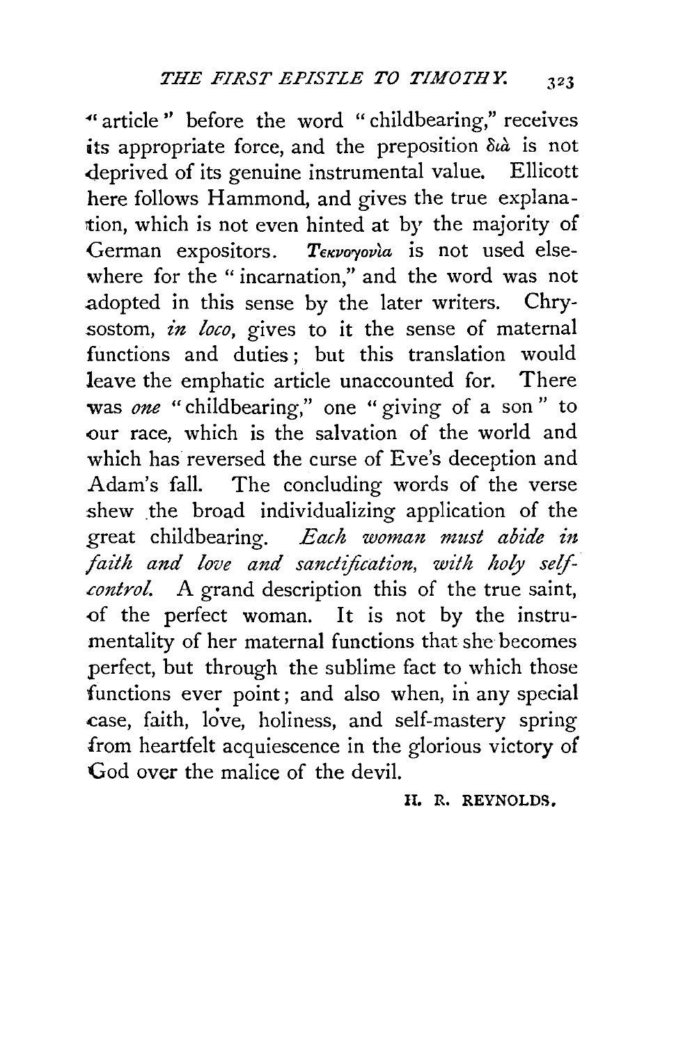"article" before the word "childbearing," receives its appropriate force, and the preposition διὰ is not deprived of its genuine instrumental value. Ellicott here follows Hammond, and gives the true explanation, which is not even hinted at by the majority of German expositors. *Τεκνογονία* is not used elsewhere for the "incarnation," and the word was not adopted in this sense by the later writers. Chrysostom, *in loco*, gives to it the sense of maternal functions and duties; but this translation would leave the emphatic article unaccounted for. There was *one* "childbearing," one "giving of a son" to our race, which is the salvation of the world and which has reversed the curse of Eve's deception and Adam's fall. The concluding words of the verse shew the broad individualizing application of the great childbearing. *Each woman must abide in faith and love and sanctification, with holy self-control.* A grand description this of the true saint, of the perfect woman. It is not by the instrumentality of her maternal functions that she becomes perfect, but through the sublime fact to which those functions ever point; and also when, in any special case, faith, love, holiness, and self-mastery spring from heartfelt acquiescence in the glorious victory of God over the malice of the devil.

H. R. REYNOLDS.